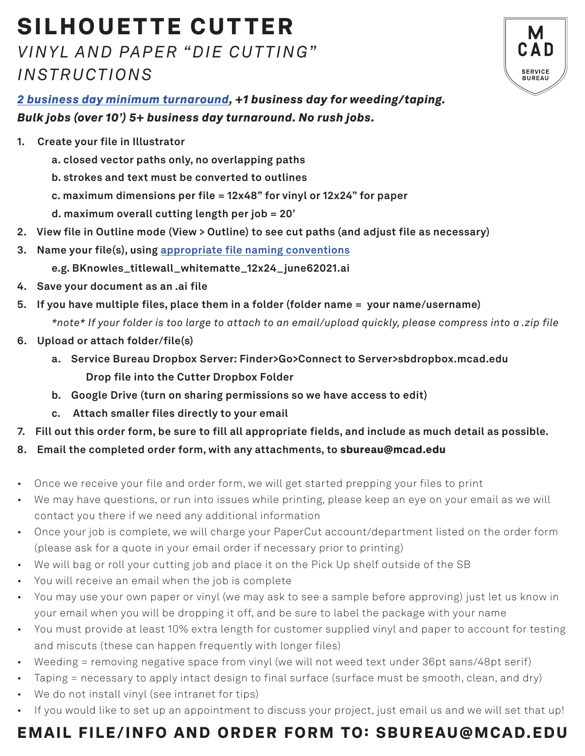# SILHOUETTE CUTTER

## *VINYL AND PAPER "DIE CUTTING" INSTRUCTIONS*

MCAD SERVICE BUREAU

***2 business day minimum turnaround*, +1 business day for weeding/taping.**
***Bulk jobs (over 10') 5+ business day turnaround. No rush jobs.***

1. **Create your file in Illustrator**
   - **a. closed vector paths only, no overlapping paths**
   - **b. strokes and text must be converted to outlines**
   - **c. maximum dimensions per file = 12x48" for vinyl or 12x24" for paper**
   - **d. maximum overall cutting length per job = 20'**
2. **View file in Outline mode (View > Outline) to see cut paths (and adjust file as necessary)**
3. **Name your file(s), using appropriate file naming conventions**
   **e.g. BKnowles_titlewall_whitematte_12x24_june62021.ai**
4. **Save your document as an .ai file**
5. **If you have multiple files, place them in a folder (folder name = your name/username)**
   *\*note\* If your folder is too large to attach to an email/upload quickly, please compress into a .zip file*
6. **Upload or attach folder/file(s)**
   - **a. Service Bureau Dropbox Server: Finder>Go>Connect to Server>sbdropbox.mcad.edu**
     **Drop file into the Cutter Dropbox Folder**
   - **b. Google Drive (turn on sharing permissions so we have access to edit)**
   - **c. Attach smaller files directly to your email**
7. **Fill out this order form, be sure to fill all appropriate fields, and include as much detail as possible.**
8. **Email the completed order form, with any attachments, to sbureau@mcad.edu**

- Once we receive your file and order form, we will get started prepping your files to print
- We may have questions, or run into issues while printing, please keep an eye on your email as we will contact you there if we need any additional information
- Once your job is complete, we will charge your PaperCut account/department listed on the order form (please ask for a quote in your email order if necessary prior to printing)
- We will bag or roll your cutting job and place it on the Pick Up shelf outside of the SB
- You will receive an email when the job is complete
- You may use your own paper or vinyl (we may ask to see a sample before approving) just let us know in your email when you will be dropping it off, and be sure to label the package with your name
- You must provide at least 10% extra length for customer supplied vinyl and paper to account for testing and miscuts (these can happen frequently with longer files)
- Weeding = removing negative space from vinyl (we will not weed text under 36pt sans/48pt serif)
- Taping = necessary to apply intact design to final surface (surface must be smooth, clean, and dry)
- We do not install vinyl (see intranet for tips)
- If you would like to set up an appointment to discuss your project, just email us and we will set that up!

## EMAIL FILE/INFO AND ORDER FORM TO: SBUREAU@MCAD.EDU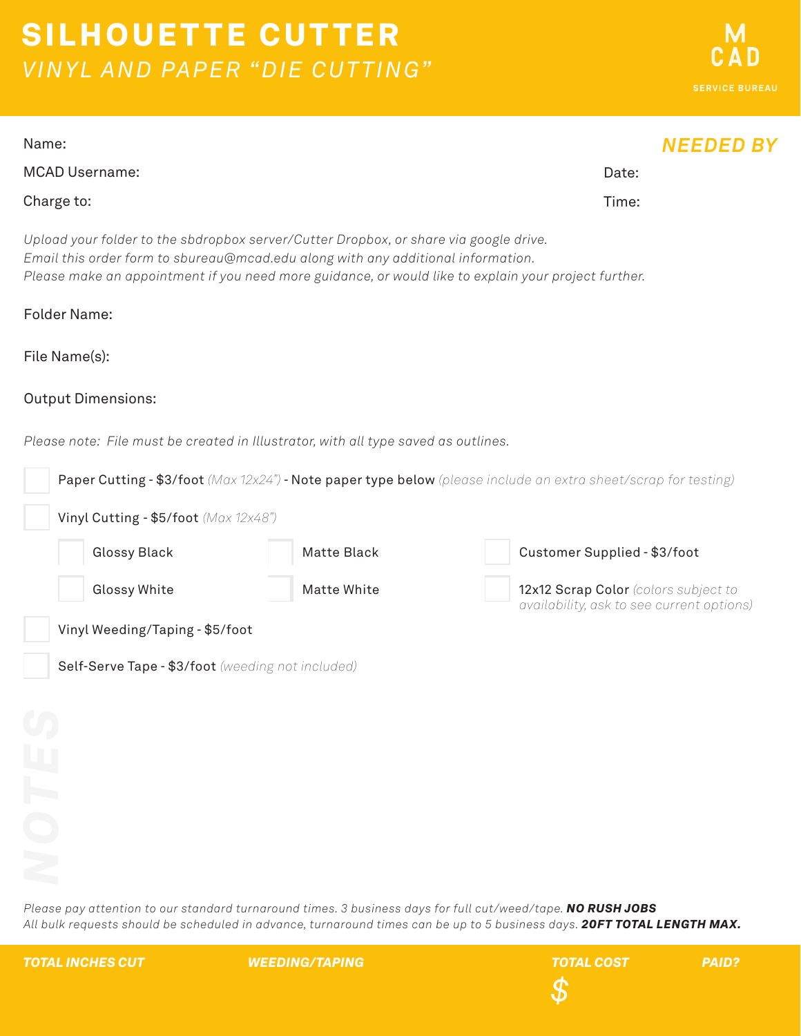# SILHOUETTE CUTTER

## *VINYL AND PAPER "DIE CUTTING"*

MCAD
SERVICE BUREAU

Name:

MCAD Username:

Charge to:

***NEEDED BY***

Date:

Time:

*Upload your folder to the sbdropbox server/Cutter Dropbox, or share via google drive.*
*Email this order form to sbureau@mcad.edu along with any additional information.*
*Please make an appointment if you need more guidance, or would like to explain your project further.*

Folder Name:

File Name(s):

Output Dimensions:

*Please note: File must be created in Illustrator, with all type saved as outlines.*

- [ ] Paper Cutting - $3/foot *(Max 12x24")* - Note paper type below *(please include an extra sheet/scrap for testing)*
- [ ] Vinyl Cutting - $5/foot *(Max 12x48")*
  - [ ] Glossy Black
  - [ ] Matte Black
  - [ ] Customer Supplied - $3/foot
  - [ ] Glossy White
  - [ ] Matte White
  - [ ] 12x12 Scrap Color *(colors subject to availability, ask to see current options)*
- [ ] Vinyl Weeding/Taping - $5/foot
- [ ] Self-Serve Tape - $3/foot *(weeding not included)*

NOTES

*Please pay attention to our standard turnaround times. 3 business days for full cut/weed/tape.* ***NO RUSH JOBS***
*All bulk requests should be scheduled in advance, turnaround times can be up to 5 business days.* ***20FT TOTAL LENGTH MAX.***

***TOTAL INCHES CUT*** ***WEEDING/TAPING*** ***TOTAL COST*** ***PAID?***

$